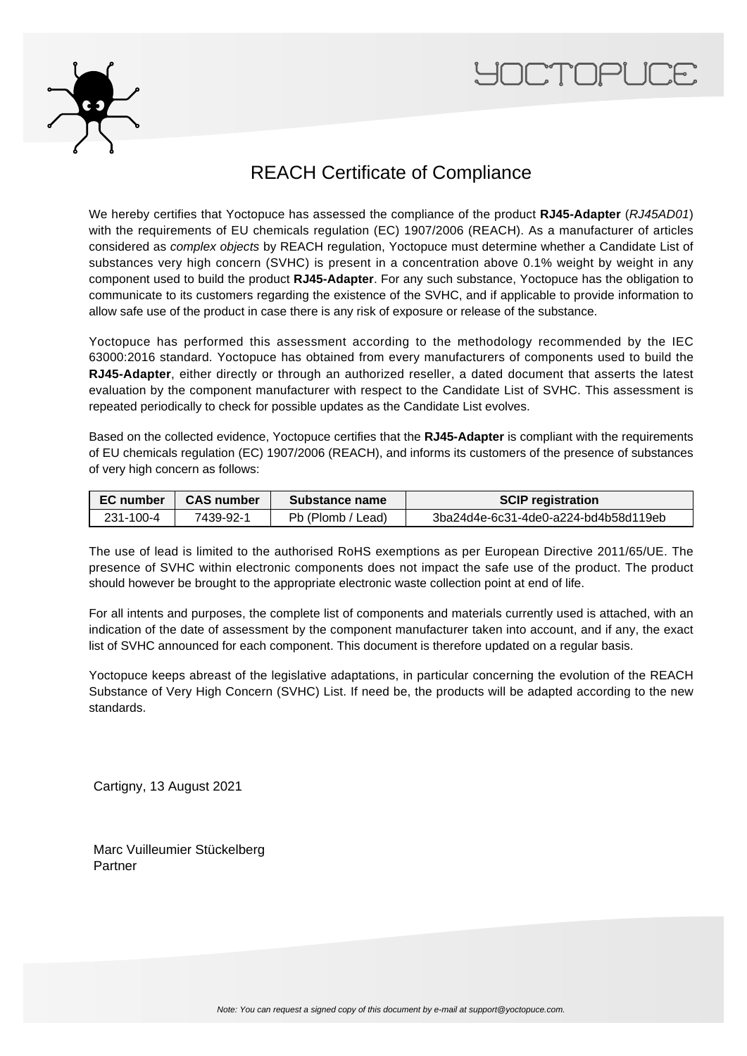# REACH Certificate of Compliance

We hereby certifies that Yoctopuce has assessed the compliance of the product **RJ45-Adapter** (*RJ45AD01*) with the requirements of EU chemicals regulation (EC) 1907/2006 (REACH). As a manufacturer of articles considered as *complex objects* by REACH regulation, Yoctopuce must determine whether a Candidate List of substances very high concern (SVHC) is present in a concentration above 0.1% weight by weight in any component used to build the product **RJ45-Adapter**. For any such substance, Yoctopuce has the obligation to communicate to its customers regarding the existence of the SVHC, and if applicable to provide information to allow safe use of the product in case there is any risk of exposure or release of the substance.

Yoctopuce has performed this assessment according to the methodology recommended by the IEC 63000:2016 standard. Yoctopuce has obtained from every manufacturers of components used to build the **RJ45-Adapter**, either directly or through an authorized reseller, a dated document that asserts the latest evaluation by the component manufacturer with respect to the Candidate List of SVHC. This assessment is repeated periodically to check for possible updates as the Candidate List evolves.

Based on the collected evidence, Yoctopuce certifies that the **RJ45-Adapter** is compliant with the requirements of EU chemicals regulation (EC) 1907/2006 (REACH), and informs its customers of the presence of substances of very high concern as follows:

| EC number | CAS number | Substance name | SCIP registration |
|---|---|---|---|
| 231-100-4 | 7439-92-1 | Pb (Plomb / Lead) | 3ba24d4e-6c31-4de0-a224-bd4b58d119eb |

The use of lead is limited to the authorised RoHS exemptions as per European Directive 2011/65/UE. The presence of SVHC within electronic components does not impact the safe use of the product. The product should however be brought to the appropriate electronic waste collection point at end of life.

For all intents and purposes, the complete list of components and materials currently used is attached, with an indication of the date of assessment by the component manufacturer taken into account, and if any, the exact list of SVHC announced for each component. This document is therefore updated on a regular basis.

Yoctopuce keeps abreast of the legislative adaptations, in particular concerning the evolution of the REACH Substance of Very High Concern (SVHC) List. If need be, the products will be adapted according to the new standards.

Cartigny, 13 August 2021

Marc Vuilleumier Stückelberg
Partner

*Note: You can request a signed copy of this document by e-mail at support@yoctopuce.com.*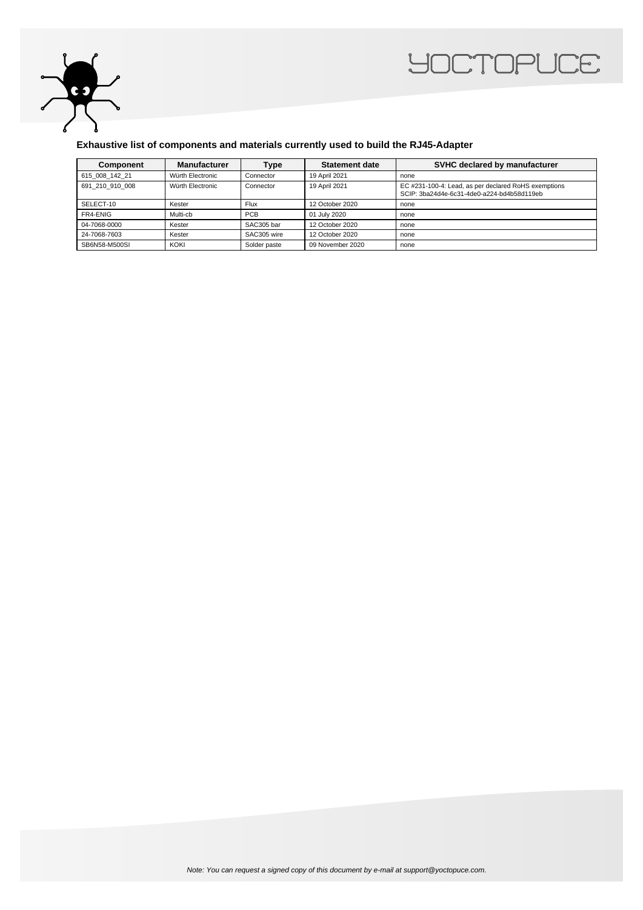**Exhaustive list of components and materials currently used to build the RJ45-Adapter**

| Component | Manufacturer | Type | Statement date | SVHC declared by manufacturer |
|---|---|---|---|---|
| 615_008_142_21 | Würth Electronic | Connector | 19 April 2021 | none |
| 691_210_910_008 | Würth Electronic | Connector | 19 April 2021 | EC #231-100-4: Lead, as per declared RoHS exemptions SCIP: 3ba24d4e-6c31-4de0-a224-bd4b58d119eb |
| SELECT-10 | Kester | Flux | 12 October 2020 | none |
| FR4-ENIG | Multi-cb | PCB | 01 July 2020 | none |
| 04-7068-0000 | Kester | SAC305 bar | 12 October 2020 | none |
| 24-7068-7603 | Kester | SAC305 wire | 12 October 2020 | none |
| SB6N58-M500SI | KOKI | Solder paste | 09 November 2020 | none |

*Note: You can request a signed copy of this document by e-mail at support@yoctopuce.com.*